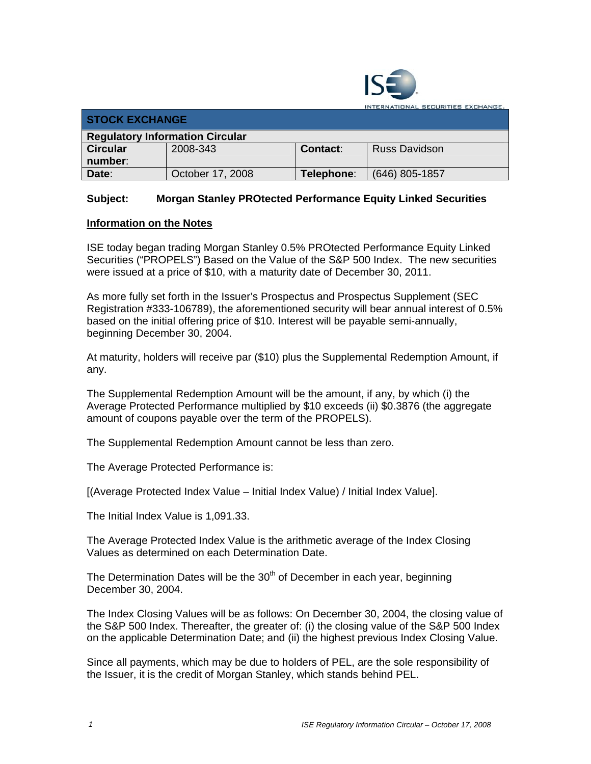ISE INTERNATIONAL SECURITIES EXCHANGE

| STOCK EXCHANGE | | | |
|---|---|---|---|
| **Regulatory Information Circular** | | | |
| **Circular number**: | 2008-343 | **Contact**: | Russ Davidson |
| **Date**: | October 17, 2008 | **Telephone**: | (646) 805-1857 |

**Subject: Morgan Stanley PROtected Performance Equity Linked Securities**

## Information on the Notes

ISE today began trading Morgan Stanley 0.5% PROtected Performance Equity Linked Securities ("PROPELS") Based on the Value of the S&P 500 Index. The new securities were issued at a price of $10, with a maturity date of December 30, 2011.

As more fully set forth in the Issuer's Prospectus and Prospectus Supplement (SEC Registration #333-106789), the aforementioned security will bear annual interest of 0.5% based on the initial offering price of $10. Interest will be payable semi-annually, beginning December 30, 2004.

At maturity, holders will receive par ($10) plus the Supplemental Redemption Amount, if any.

The Supplemental Redemption Amount will be the amount, if any, by which (i) the Average Protected Performance multiplied by $10 exceeds (ii) $0.3876 (the aggregate amount of coupons payable over the term of the PROPELS).

The Supplemental Redemption Amount cannot be less than zero.

The Average Protected Performance is:

[(Average Protected Index Value – Initial Index Value) / Initial Index Value].

The Initial Index Value is 1,091.33.

The Average Protected Index Value is the arithmetic average of the Index Closing Values as determined on each Determination Date.

The Determination Dates will be the 30th of December in each year, beginning December 30, 2004.

The Index Closing Values will be as follows: On December 30, 2004, the closing value of the S&P 500 Index. Thereafter, the greater of: (i) the closing value of the S&P 500 Index on the applicable Determination Date; and (ii) the highest previous Index Closing Value.

Since all payments, which may be due to holders of PEL, are the sole responsibility of the Issuer, it is the credit of Morgan Stanley, which stands behind PEL.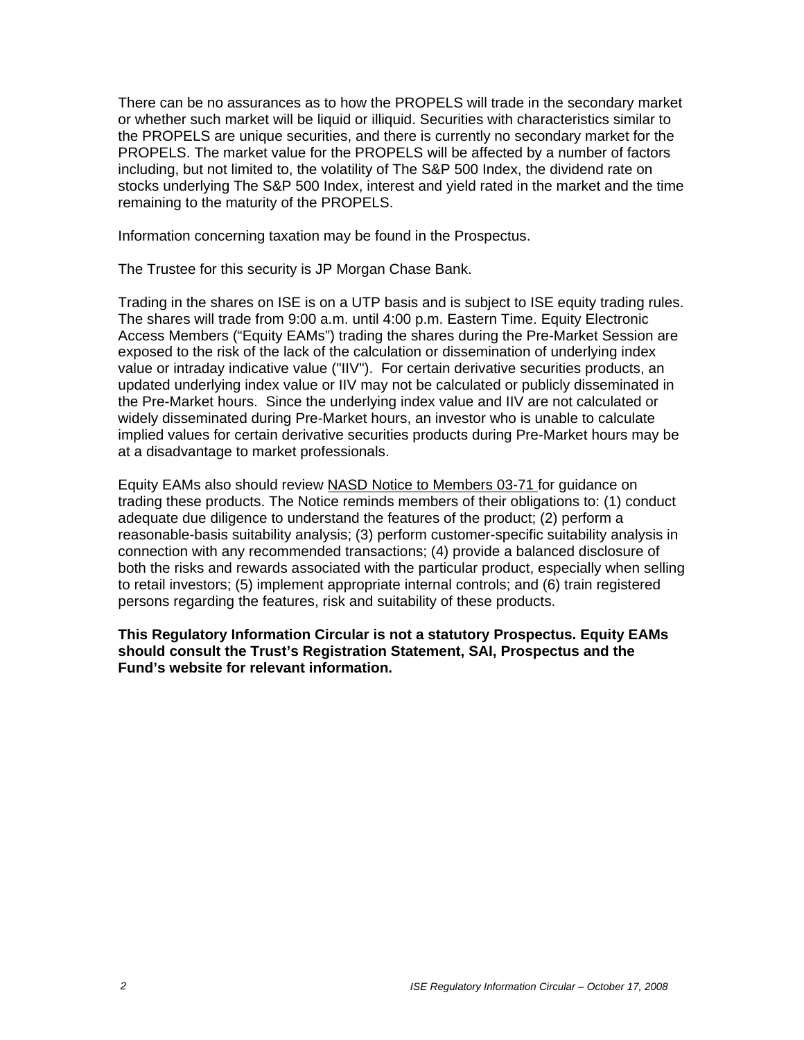There can be no assurances as to how the PROPELS will trade in the secondary market or whether such market will be liquid or illiquid. Securities with characteristics similar to the PROPELS are unique securities, and there is currently no secondary market for the PROPELS. The market value for the PROPELS will be affected by a number of factors including, but not limited to, the volatility of The S&P 500 Index, the dividend rate on stocks underlying The S&P 500 Index, interest and yield rated in the market and the time remaining to the maturity of the PROPELS.

Information concerning taxation may be found in the Prospectus.

The Trustee for this security is JP Morgan Chase Bank.

Trading in the shares on ISE is on a UTP basis and is subject to ISE equity trading rules. The shares will trade from 9:00 a.m. until 4:00 p.m. Eastern Time. Equity Electronic Access Members ("Equity EAMs") trading the shares during the Pre-Market Session are exposed to the risk of the lack of the calculation or dissemination of underlying index value or intraday indicative value ("IIV"). For certain derivative securities products, an updated underlying index value or IIV may not be calculated or publicly disseminated in the Pre-Market hours. Since the underlying index value and IIV are not calculated or widely disseminated during Pre-Market hours, an investor who is unable to calculate implied values for certain derivative securities products during Pre-Market hours may be at a disadvantage to market professionals.

Equity EAMs also should review NASD Notice to Members 03-71 for guidance on trading these products. The Notice reminds members of their obligations to: (1) conduct adequate due diligence to understand the features of the product; (2) perform a reasonable-basis suitability analysis; (3) perform customer-specific suitability analysis in connection with any recommended transactions; (4) provide a balanced disclosure of both the risks and rewards associated with the particular product, especially when selling to retail investors; (5) implement appropriate internal controls; and (6) train registered persons regarding the features, risk and suitability of these products.

**This Regulatory Information Circular is not a statutory Prospectus. Equity EAMs should consult the Trust's Registration Statement, SAI, Prospectus and the Fund's website for relevant information.**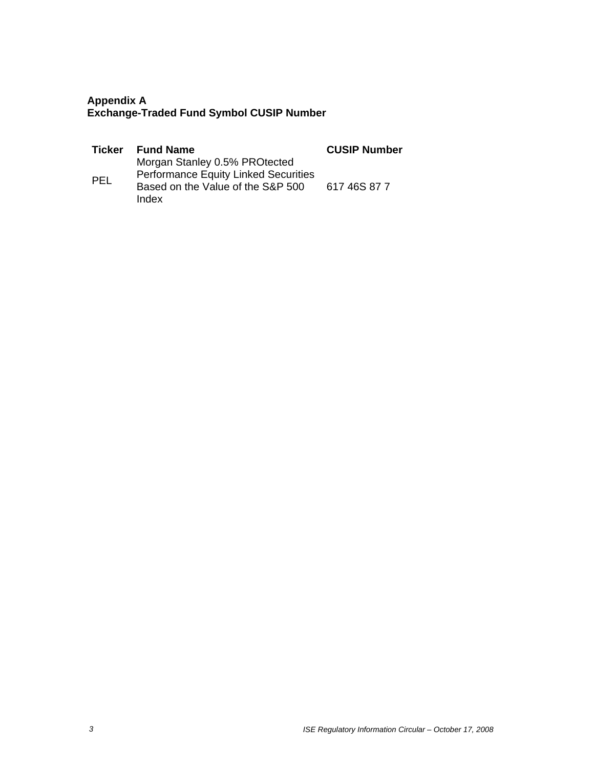**Appendix A**
**Exchange-Traded Fund Symbol CUSIP Number**

| Ticker | Fund Name | CUSIP Number |
|---|---|---|
| PEL | Morgan Stanley 0.5% PROtected Performance Equity Linked Securities Based on the Value of the S&P 500 Index | 617 46S 87 7 |